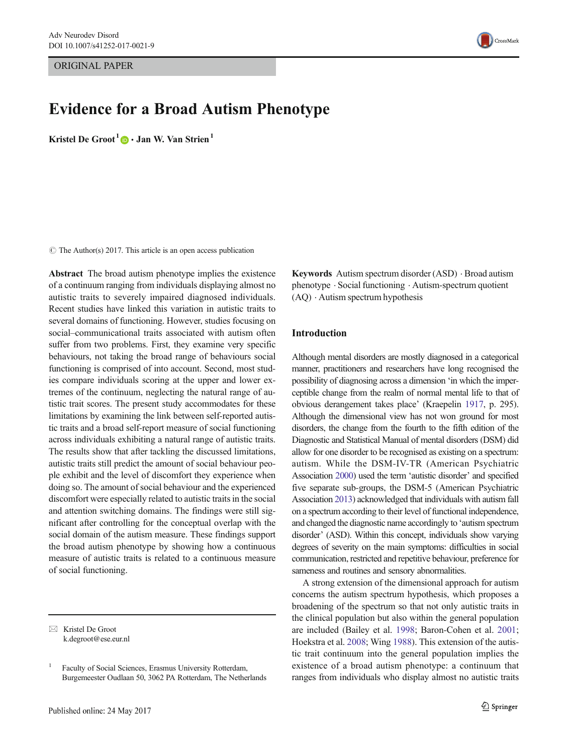ORIGINAL PAPER

# Evidence for a Broad Autism Phenotype

**Kristel De Groot**[1] **· Jan W. Van Strien**[1]

© The Author(s) 2017. This article is an open access publication

**Abstract** The broad autism phenotype implies the existence of a continuum ranging from individuals displaying almost no autistic traits to severely impaired diagnosed individuals. Recent studies have linked this variation in autistic traits to several domains of functioning. However, studies focusing on social–communicational traits associated with autism often suffer from two problems. First, they examine very specific behaviours, not taking the broad range of behaviours social functioning is comprised of into account. Second, most studies compare individuals scoring at the upper and lower extremes of the continuum, neglecting the natural range of autistic trait scores. The present study accommodates for these limitations by examining the link between self-reported autistic traits and a broad self-report measure of social functioning across individuals exhibiting a natural range of autistic traits. The results show that after tackling the discussed limitations, autistic traits still predict the amount of social behaviour people exhibit and the level of discomfort they experience when doing so. The amount of social behaviour and the experienced discomfort were especially related to autistic traits in the social and attention switching domains. The findings were still significant after controlling for the conceptual overlap with the social domain of the autism measure. These findings support the broad autism phenotype by showing how a continuous measure of autistic traits is related to a continuous measure of social functioning.

**Keywords** Autism spectrum disorder (ASD) · Broad autism phenotype · Social functioning · Autism-spectrum quotient (AQ) · Autism spectrum hypothesis

## Introduction

Although mental disorders are mostly diagnosed in a categorical manner, practitioners and researchers have long recognised the possibility of diagnosing across a dimension 'in which the imperceptible change from the realm of normal mental life to that of obvious derangement takes place' (Kraepelin 1917, p. 295). Although the dimensional view has not won ground for most disorders, the change from the fourth to the fifth edition of the Diagnostic and Statistical Manual of mental disorders (DSM) did allow for one disorder to be recognised as existing on a spectrum: autism. While the DSM-IV-TR (American Psychiatric Association 2000) used the term 'autistic disorder' and specified five separate sub-groups, the DSM-5 (American Psychiatric Association 2013) acknowledged that individuals with autism fall on a spectrum according to their level of functional independence, and changed the diagnostic name accordingly to 'autism spectrum disorder' (ASD). Within this concept, individuals show varying degrees of severity on the main symptoms: difficulties in social communication, restricted and repetitive behaviour, preference for sameness and routines and sensory abnormalities.

A strong extension of the dimensional approach for autism concerns the autism spectrum hypothesis, which proposes a broadening of the spectrum so that not only autistic traits in the clinical population but also within the general population are included (Bailey et al. 1998; Baron-Cohen et al. 2001; Hoekstra et al. 2008; Wing 1988). This extension of the autistic trait continuum into the general population implies the existence of a broad autism phenotype: a continuum that ranges from individuals who display almost no autistic traits

✉ Kristel De Groot
k.degroot@ese.eur.nl

[1] Faculty of Social Sciences, Erasmus University Rotterdam, Burgemeester Oudlaan 50, 3062 PA Rotterdam, The Netherlands

Published online: 24 May 2017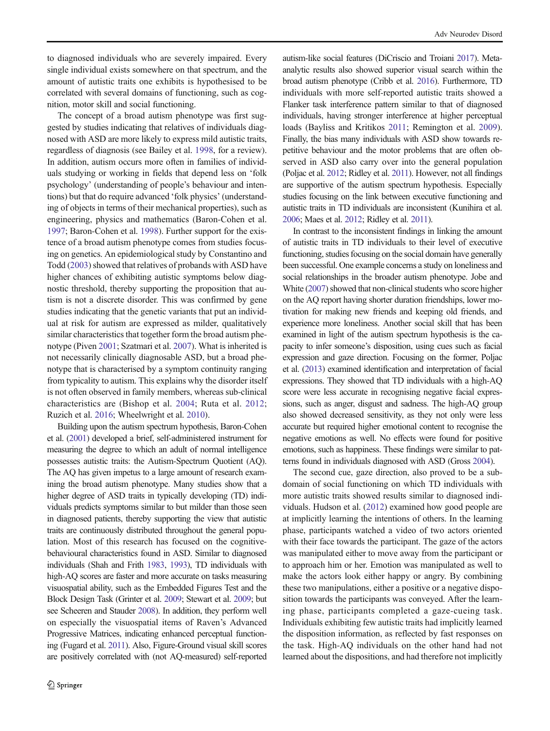to diagnosed individuals who are severely impaired. Every single individual exists somewhere on that spectrum, and the amount of autistic traits one exhibits is hypothesised to be correlated with several domains of functioning, such as cognition, motor skill and social functioning.

The concept of a broad autism phenotype was first suggested by studies indicating that relatives of individuals diagnosed with ASD are more likely to express mild autistic traits, regardless of diagnosis (see Bailey et al. 1998, for a review). In addition, autism occurs more often in families of individuals studying or working in fields that depend less on 'folk psychology' (understanding of people's behaviour and intentions) but that do require advanced 'folk physics' (understanding of objects in terms of their mechanical properties), such as engineering, physics and mathematics (Baron-Cohen et al. 1997; Baron-Cohen et al. 1998). Further support for the existence of a broad autism phenotype comes from studies focusing on genetics. An epidemiological study by Constantino and Todd (2003) showed that relatives of probands with ASD have higher chances of exhibiting autistic symptoms below diagnostic threshold, thereby supporting the proposition that autism is not a discrete disorder. This was confirmed by gene studies indicating that the genetic variants that put an individual at risk for autism are expressed as milder, qualitatively similar characteristics that together form the broad autism phenotype (Piven 2001; Szatmari et al. 2007). What is inherited is not necessarily clinically diagnosable ASD, but a broad phenotype that is characterised by a symptom continuity ranging from typicality to autism. This explains why the disorder itself is not often observed in family members, whereas sub-clinical characteristics are (Bishop et al. 2004; Ruta et al. 2012; Ruzich et al. 2016; Wheelwright et al. 2010).

Building upon the autism spectrum hypothesis, Baron-Cohen et al. (2001) developed a brief, self-administered instrument for measuring the degree to which an adult of normal intelligence possesses autistic traits: the Autism-Spectrum Quotient (AQ). The AQ has given impetus to a large amount of research examining the broad autism phenotype. Many studies show that a higher degree of ASD traits in typically developing (TD) individuals predicts symptoms similar to but milder than those seen in diagnosed patients, thereby supporting the view that autistic traits are continuously distributed throughout the general population. Most of this research has focused on the cognitive-behavioural characteristics found in ASD. Similar to diagnosed individuals (Shah and Frith 1983, 1993), TD individuals with high-AQ scores are faster and more accurate on tasks measuring visuospatial ability, such as the Embedded Figures Test and the Block Design Task (Grinter et al. 2009; Stewart et al. 2009; but see Scheeren and Stauder 2008). In addition, they perform well on especially the visuospatial items of Raven's Advanced Progressive Matrices, indicating enhanced perceptual functioning (Fugard et al. 2011). Also, Figure-Ground visual skill scores are positively correlated with (not AQ-measured) self-reported autism-like social features (DiCriscio and Troiani 2017). Meta-analytic results also showed superior visual search within the broad autism phenotype (Cribb et al. 2016). Furthermore, TD individuals with more self-reported autistic traits showed a Flanker task interference pattern similar to that of diagnosed individuals, having stronger interference at higher perceptual loads (Bayliss and Kritikos 2011; Remington et al. 2009). Finally, the bias many individuals with ASD show towards repetitive behaviour and the motor problems that are often observed in ASD also carry over into the general population (Poljac et al. 2012; Ridley et al. 2011). However, not all findings are supportive of the autism spectrum hypothesis. Especially studies focusing on the link between executive functioning and autistic traits in TD individuals are inconsistent (Kunihira et al. 2006; Maes et al. 2012; Ridley et al. 2011).

In contrast to the inconsistent findings in linking the amount of autistic traits in TD individuals to their level of executive functioning, studies focusing on the social domain have generally been successful. One example concerns a study on loneliness and social relationships in the broader autism phenotype. Jobe and White (2007) showed that non-clinical students who score higher on the AQ report having shorter duration friendships, lower motivation for making new friends and keeping old friends, and experience more loneliness. Another social skill that has been examined in light of the autism spectrum hypothesis is the capacity to infer someone's disposition, using cues such as facial expression and gaze direction. Focusing on the former, Poljac et al. (2013) examined identification and interpretation of facial expressions. They showed that TD individuals with a high-AQ score were less accurate in recognising negative facial expressions, such as anger, disgust and sadness. The high-AQ group also showed decreased sensitivity, as they not only were less accurate but required higher emotional content to recognise the negative emotions as well. No effects were found for positive emotions, such as happiness. These findings were similar to patterns found in individuals diagnosed with ASD (Gross 2004).

The second cue, gaze direction, also proved to be a subdomain of social functioning on which TD individuals with more autistic traits showed results similar to diagnosed individuals. Hudson et al. (2012) examined how good people are at implicitly learning the intentions of others. In the learning phase, participants watched a video of two actors oriented with their face towards the participant. The gaze of the actors was manipulated either to move away from the participant or to approach him or her. Emotion was manipulated as well to make the actors look either happy or angry. By combining these two manipulations, either a positive or a negative disposition towards the participants was conveyed. After the learning phase, participants completed a gaze-cueing task. Individuals exhibiting few autistic traits had implicitly learned the disposition information, as reflected by fast responses on the task. High-AQ individuals on the other hand had not learned about the dispositions, and had therefore not implicitly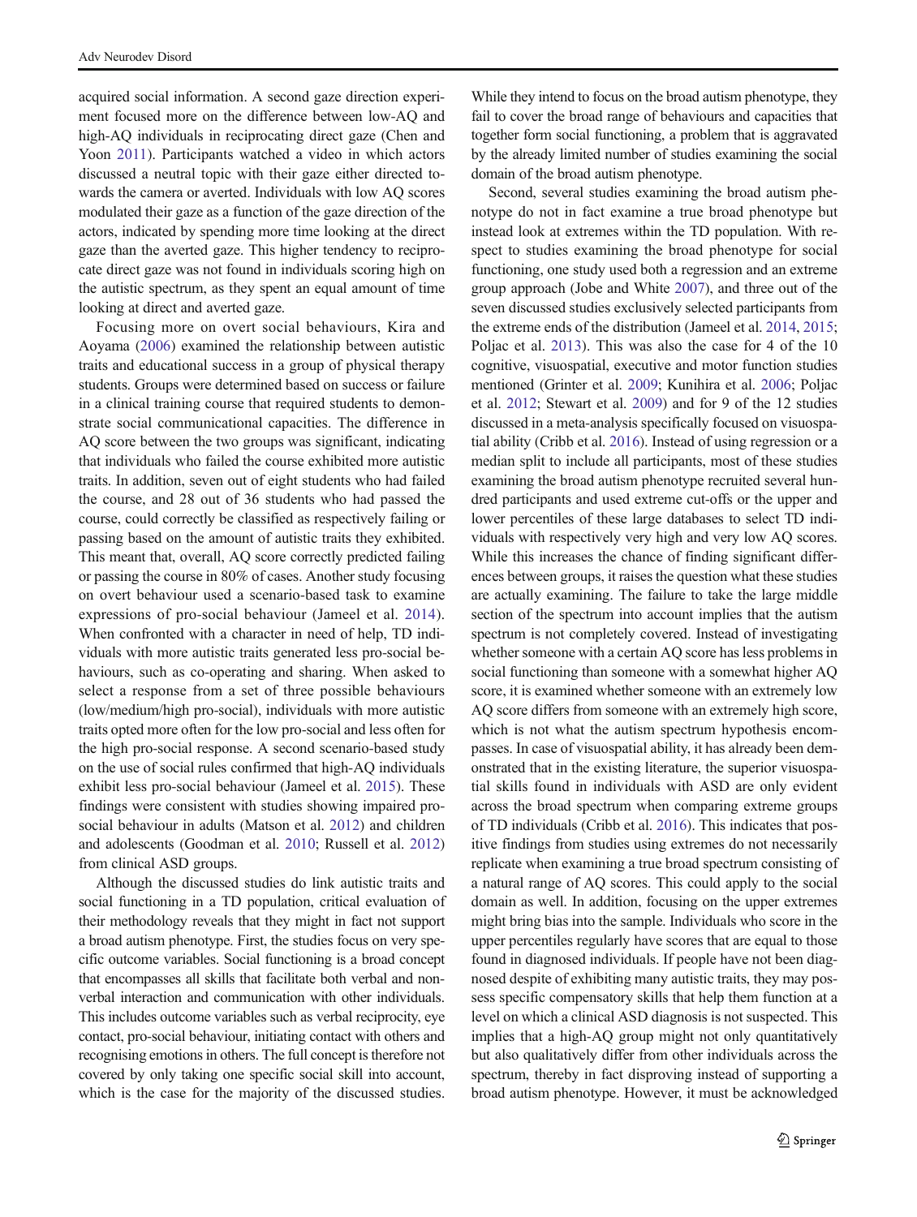acquired social information. A second gaze direction experiment focused more on the difference between low-AQ and high-AQ individuals in reciprocating direct gaze (Chen and Yoon 2011). Participants watched a video in which actors discussed a neutral topic with their gaze either directed towards the camera or averted. Individuals with low AQ scores modulated their gaze as a function of the gaze direction of the actors, indicated by spending more time looking at the direct gaze than the averted gaze. This higher tendency to reciprocate direct gaze was not found in individuals scoring high on the autistic spectrum, as they spent an equal amount of time looking at direct and averted gaze.

Focusing more on overt social behaviours, Kira and Aoyama (2006) examined the relationship between autistic traits and educational success in a group of physical therapy students. Groups were determined based on success or failure in a clinical training course that required students to demonstrate social communicational capacities. The difference in AQ score between the two groups was significant, indicating that individuals who failed the course exhibited more autistic traits. In addition, seven out of eight students who had failed the course, and 28 out of 36 students who had passed the course, could correctly be classified as respectively failing or passing based on the amount of autistic traits they exhibited. This meant that, overall, AQ score correctly predicted failing or passing the course in 80% of cases. Another study focusing on overt behaviour used a scenario-based task to examine expressions of pro-social behaviour (Jameel et al. 2014). When confronted with a character in need of help, TD individuals with more autistic traits generated less pro-social behaviours, such as co-operating and sharing. When asked to select a response from a set of three possible behaviours (low/medium/high pro-social), individuals with more autistic traits opted more often for the low pro-social and less often for the high pro-social response. A second scenario-based study on the use of social rules confirmed that high-AQ individuals exhibit less pro-social behaviour (Jameel et al. 2015). These findings were consistent with studies showing impaired pro-social behaviour in adults (Matson et al. 2012) and children and adolescents (Goodman et al. 2010; Russell et al. 2012) from clinical ASD groups.

Although the discussed studies do link autistic traits and social functioning in a TD population, critical evaluation of their methodology reveals that they might in fact not support a broad autism phenotype. First, the studies focus on very specific outcome variables. Social functioning is a broad concept that encompasses all skills that facilitate both verbal and non-verbal interaction and communication with other individuals. This includes outcome variables such as verbal reciprocity, eye contact, pro-social behaviour, initiating contact with others and recognising emotions in others. The full concept is therefore not covered by only taking one specific social skill into account, which is the case for the majority of the discussed studies. While they intend to focus on the broad autism phenotype, they fail to cover the broad range of behaviours and capacities that together form social functioning, a problem that is aggravated by the already limited number of studies examining the social domain of the broad autism phenotype.

Second, several studies examining the broad autism phenotype do not in fact examine a true broad phenotype but instead look at extremes within the TD population. With respect to studies examining the broad phenotype for social functioning, one study used both a regression and an extreme group approach (Jobe and White 2007), and three out of the seven discussed studies exclusively selected participants from the extreme ends of the distribution (Jameel et al. 2014, 2015; Poljac et al. 2013). This was also the case for 4 of the 10 cognitive, visuospatial, executive and motor function studies mentioned (Grinter et al. 2009; Kunihira et al. 2006; Poljac et al. 2012; Stewart et al. 2009) and for 9 of the 12 studies discussed in a meta-analysis specifically focused on visuospatial ability (Cribb et al. 2016). Instead of using regression or a median split to include all participants, most of these studies examining the broad autism phenotype recruited several hundred participants and used extreme cut-offs or the upper and lower percentiles of these large databases to select TD individuals with respectively very high and very low AQ scores. While this increases the chance of finding significant differences between groups, it raises the question what these studies are actually examining. The failure to take the large middle section of the spectrum into account implies that the autism spectrum is not completely covered. Instead of investigating whether someone with a certain AQ score has less problems in social functioning than someone with a somewhat higher AQ score, it is examined whether someone with an extremely low AQ score differs from someone with an extremely high score, which is not what the autism spectrum hypothesis encompasses. In case of visuospatial ability, it has already been demonstrated that in the existing literature, the superior visuospatial skills found in individuals with ASD are only evident across the broad spectrum when comparing extreme groups of TD individuals (Cribb et al. 2016). This indicates that positive findings from studies using extremes do not necessarily replicate when examining a true broad spectrum consisting of a natural range of AQ scores. This could apply to the social domain as well. In addition, focusing on the upper extremes might bring bias into the sample. Individuals who score in the upper percentiles regularly have scores that are equal to those found in diagnosed individuals. If people have not been diagnosed despite of exhibiting many autistic traits, they may possess specific compensatory skills that help them function at a level on which a clinical ASD diagnosis is not suspected. This implies that a high-AQ group might not only quantitatively but also qualitatively differ from other individuals across the spectrum, thereby in fact disproving instead of supporting a broad autism phenotype. However, it must be acknowledged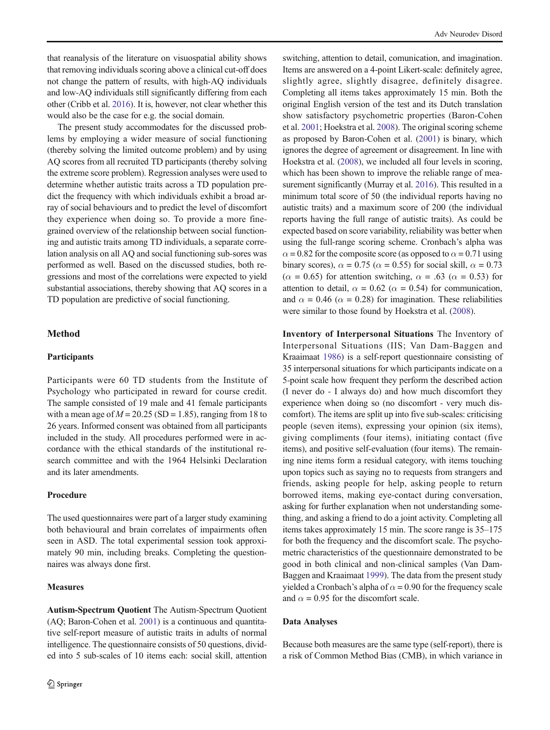that reanalysis of the literature on visuospatial ability shows that removing individuals scoring above a clinical cut-off does not change the pattern of results, with high-AQ individuals and low-AQ individuals still significantly differing from each other (Cribb et al. 2016). It is, however, not clear whether this would also be the case for e.g. the social domain.

The present study accommodates for the discussed problems by employing a wider measure of social functioning (thereby solving the limited outcome problem) and by using AQ scores from all recruited TD participants (thereby solving the extreme score problem). Regression analyses were used to determine whether autistic traits across a TD population predict the frequency with which individuals exhibit a broad array of social behaviours and to predict the level of discomfort they experience when doing so. To provide a more fine-grained overview of the relationship between social functioning and autistic traits among TD individuals, a separate correlation analysis on all AQ and social functioning sub-sores was performed as well. Based on the discussed studies, both regressions and most of the correlations were expected to yield substantial associations, thereby showing that AQ scores in a TD population are predictive of social functioning.

## Method

### Participants

Participants were 60 TD students from the Institute of Psychology who participated in reward for course credit. The sample consisted of 19 male and 41 female participants with a mean age of $M = 20.25$ (SD = 1.85), ranging from 18 to 26 years. Informed consent was obtained from all participants included in the study. All procedures performed were in accordance with the ethical standards of the institutional research committee and with the 1964 Helsinki Declaration and its later amendments.

### Procedure

The used questionnaires were part of a larger study examining both behavioural and brain correlates of impairments often seen in ASD. The total experimental session took approximately 90 min, including breaks. Completing the questionnaires was always done first.

### Measures

**Autism-Spectrum Quotient** The Autism-Spectrum Quotient (AQ; Baron-Cohen et al. 2001) is a continuous and quantitative self-report measure of autistic traits in adults of normal intelligence. The questionnaire consists of 50 questions, divided into 5 sub-scales of 10 items each: social skill, attention switching, attention to detail, comunication, and imagination. Items are answered on a 4-point Likert-scale: definitely agree, slightly agree, slightly disagree, definitely disagree. Completing all items takes approximately 15 min. Both the original English version of the test and its Dutch translation show satisfactory psychometric properties (Baron-Cohen et al. 2001; Hoekstra et al. 2008). The original scoring scheme as proposed by Baron-Cohen et al. (2001) is binary, which ignores the degree of agreement or disagreement. In line with Hoekstra et al. (2008), we included all four levels in scoring, which has been shown to improve the reliable range of measurement significantly (Murray et al. 2016). This resulted in a minimum total score of 50 (the individual reports having no autistic traits) and a maximum score of 200 (the individual reports having the full range of autistic traits). As could be expected based on score variability, reliability was better when using the full-range scoring scheme. Cronbach's alpha was $\alpha = 0.82$ for the composite score (as opposed to $\alpha = 0.71$ using binary scores), $\alpha = 0.75$ ($\alpha = 0.55$) for social skill, $\alpha = 0.73$ ($\alpha = 0.65$) for attention switching, $\alpha = .63$ ($\alpha = 0.53$) for attention to detail, $\alpha = 0.62$ ($\alpha = 0.54$) for communication, and $\alpha = 0.46$ ($\alpha = 0.28$) for imagination. These reliabilities were similar to those found by Hoekstra et al. (2008).

**Inventory of Interpersonal Situations** The Inventory of Interpersonal Situations (IIS; Van Dam-Baggen and Kraaimaat 1986) is a self-report questionnaire consisting of 35 interpersonal situations for which participants indicate on a 5-point scale how frequent they perform the described action (I never do - I always do) and how much discomfort they experience when doing so (no discomfort - very much discomfort). The items are split up into five sub-scales: criticising people (seven items), expressing your opinion (six items), giving compliments (four items), initiating contact (five items), and positive self-evaluation (four items). The remaining nine items form a residual category, with items touching upon topics such as saying no to requests from strangers and friends, asking people for help, asking people to return borrowed items, making eye-contact during conversation, asking for further explanation when not understanding something, and asking a friend to do a joint activity. Completing all items takes approximately 15 min. The score range is 35–175 for both the frequency and the discomfort scale. The psychometric characteristics of the questionnaire demonstrated to be good in both clinical and non-clinical samples (Van Dam-Baggen and Kraaimaat 1999). The data from the present study yielded a Cronbach's alpha of $\alpha = 0.90$ for the frequency scale and $\alpha = 0.95$ for the discomfort scale.

### Data Analyses

Because both measures are the same type (self-report), there is a risk of Common Method Bias (CMB), in which variance in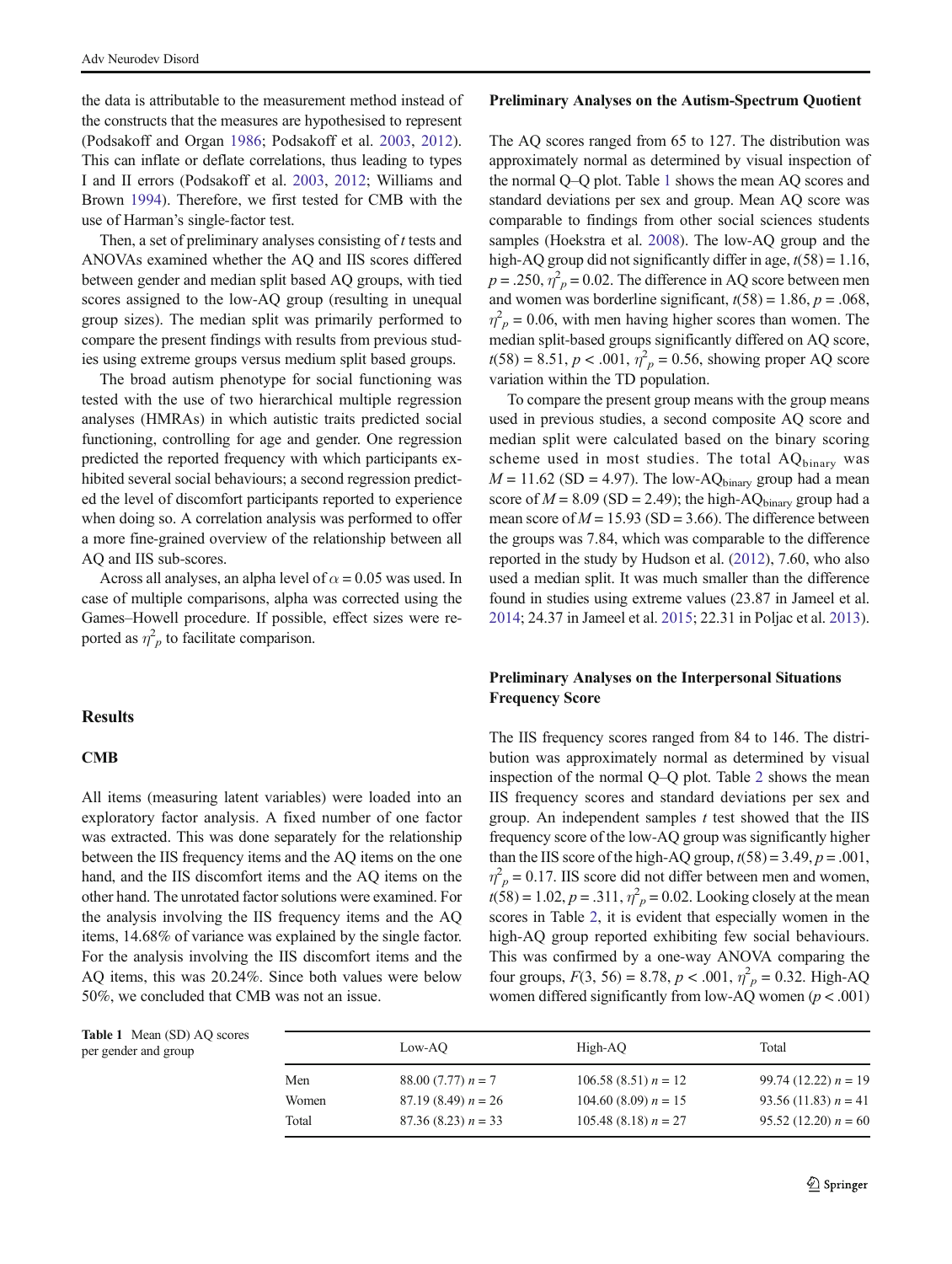the data is attributable to the measurement method instead of the constructs that the measures are hypothesised to represent (Podsakoff and Organ 1986; Podsakoff et al. 2003, 2012). This can inflate or deflate correlations, thus leading to types I and II errors (Podsakoff et al. 2003, 2012; Williams and Brown 1994). Therefore, we first tested for CMB with the use of Harman's single-factor test.

Then, a set of preliminary analyses consisting of *t* tests and ANOVAs examined whether the AQ and IIS scores differed between gender and median split based AQ groups, with tied scores assigned to the low-AQ group (resulting in unequal group sizes). The median split was primarily performed to compare the present findings with results from previous studies using extreme groups versus medium split based groups.

The broad autism phenotype for social functioning was tested with the use of two hierarchical multiple regression analyses (HMRAs) in which autistic traits predicted social functioning, controlling for age and gender. One regression predicted the reported frequency with which participants exhibited several social behaviours; a second regression predicted the level of discomfort participants reported to experience when doing so. A correlation analysis was performed to offer a more fine-grained overview of the relationship between all AQ and IIS sub-scores.

Across all analyses, an alpha level of $\alpha = 0.05$ was used. In case of multiple comparisons, alpha was corrected using the Games–Howell procedure. If possible, effect sizes were reported as $\eta^2_p$ to facilitate comparison.

## Results

### CMB

All items (measuring latent variables) were loaded into an exploratory factor analysis. A fixed number of one factor was extracted. This was done separately for the relationship between the IIS frequency items and the AQ items on the one hand, and the IIS discomfort items and the AQ items on the other hand. The unrotated factor solutions were examined. For the analysis involving the IIS frequency items and the AQ items, 14.68% of variance was explained by the single factor. For the analysis involving the IIS discomfort items and the AQ items, this was 20.24%. Since both values were below 50%, we concluded that CMB was not an issue.

### Preliminary Analyses on the Autism-Spectrum Quotient

The AQ scores ranged from 65 to 127. The distribution was approximately normal as determined by visual inspection of the normal Q–Q plot. Table 1 shows the mean AQ scores and standard deviations per sex and group. Mean AQ score was comparable to findings from other social sciences students samples (Hoekstra et al. 2008). The low-AQ group and the high-AQ group did not significantly differ in age, $t(58) = 1.16$, $p = .250$, $\eta^2_p = 0.02$. The difference in AQ score between men and women was borderline significant, $t(58) = 1.86$, $p = .068$, $\eta^2_p = 0.06$, with men having higher scores than women. The median split-based groups significantly differed on AQ score, $t(58) = 8.51$, $p < .001$, $\eta^2_p = 0.56$, showing proper AQ score variation within the TD population.

To compare the present group means with the group means used in previous studies, a second composite AQ score and median split were calculated based on the binary scoring scheme used in most studies. The total $AQ_{binary}$ was $M = 11.62$ (SD = 4.97). The low-$AQ_{binary}$ group had a mean score of $M = 8.09$ (SD = 2.49); the high-$AQ_{binary}$ group had a mean score of $M = 15.93$ (SD = 3.66). The difference between the groups was 7.84, which was comparable to the difference reported in the study by Hudson et al. (2012), 7.60, who also used a median split. It was much smaller than the difference found in studies using extreme values (23.87 in Jameel et al. 2014; 24.37 in Jameel et al. 2015; 22.31 in Poljac et al. 2013).

### Preliminary Analyses on the Interpersonal Situations Frequency Score

The IIS frequency scores ranged from 84 to 146. The distribution was approximately normal as determined by visual inspection of the normal Q–Q plot. Table 2 shows the mean IIS frequency scores and standard deviations per sex and group. An independent samples *t* test showed that the IIS frequency score of the low-AQ group was significantly higher than the IIS score of the high-AQ group, $t(58) = 3.49$, $p = .001$, $\eta^2_p = 0.17$. IIS score did not differ between men and women, $t(58) = 1.02$, $p = .311$, $\eta^2_p = 0.02$. Looking closely at the mean scores in Table 2, it is evident that especially women in the high-AQ group reported exhibiting few social behaviours. This was confirmed by a one-way ANOVA comparing the four groups, $F(3, 56) = 8.78$, $p < .001$, $\eta^2_p = 0.32$. High-AQ women differed significantly from low-AQ women ($p < .001$)

**Table 1** Mean (SD) AQ scores per gender and group

| | Low-AQ | High-AQ | Total |
|---|---|---|---|
| Men | 88.00 (7.77) *n* = 7 | 106.58 (8.51) *n* = 12 | 99.74 (12.22) *n* = 19 |
| Women | 87.19 (8.49) *n* = 26 | 104.60 (8.09) *n* = 15 | 93.56 (11.83) *n* = 41 |
| Total | 87.36 (8.23) *n* = 33 | 105.48 (8.18) *n* = 27 | 95.52 (12.20) *n* = 60 |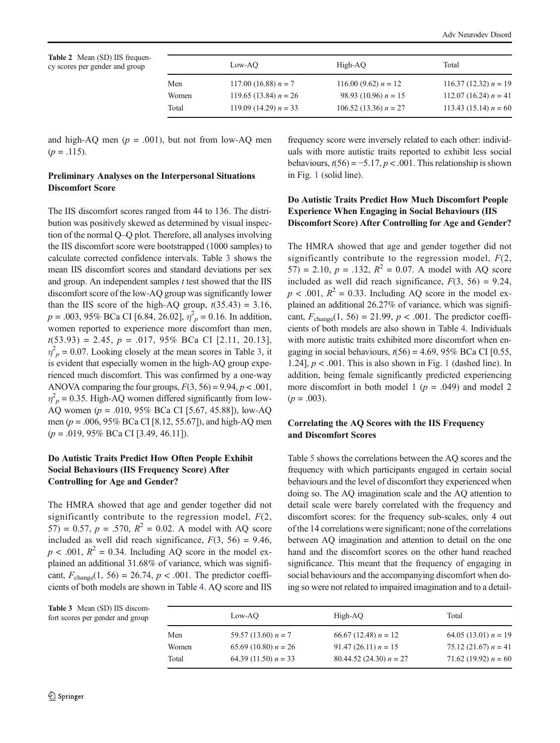Table 2 Mean (SD) IIS frequency scores per gender and group

| | Low-AQ | High-AQ | Total |
|---|---|---|---|
| Men | 117.00 (16.88) $n = 7$ | 116.00 (9.62) $n = 12$ | 116.37 (12.32) $n = 19$ |
| Women | 119.65 (13.84) $n = 26$ | 98.93 (10.96) $n = 15$ | 112.07 (16.24) $n = 41$ |
| Total | 119.09 (14.29) $n = 33$ | 106.52 (13.36) $n = 27$ | 113.43 (15.14) $n = 60$ |

and high-AQ men ($p = .001$), but not from low-AQ men ($p = .115$).

### Preliminary Analyses on the Interpersonal Situations Discomfort Score

The IIS discomfort scores ranged from 44 to 136. The distribution was positively skewed as determined by visual inspection of the normal Q–Q plot. Therefore, all analyses involving the IIS discomfort score were bootstrapped (1000 samples) to calculate corrected confidence intervals. Table 3 shows the mean IIS discomfort scores and standard deviations per sex and group. An independent samples $t$ test showed that the IIS discomfort score of the low-AQ group was significantly lower than the IIS score of the high-AQ group, $t(35.43) = 3.16$, $p = .003$, 95% BCa CI [6.84, 26.02], $\eta^2_p = 0.16$. In addition, women reported to experience more discomfort than men, $t(53.93) = 2.45$, $p = .017$, 95% BCa CI [2.11, 20.13], $\eta^2_p = 0.07$. Looking closely at the mean scores in Table 3, it is evident that especially women in the high-AQ group experienced much discomfort. This was confirmed by a one-way ANOVA comparing the four groups, $F(3, 56) = 9.94$, $p < .001$, $\eta^2_p = 0.35$. High-AQ women differed significantly from low-AQ women ($p = .010$, 95% BCa CI [5.67, 45.88]), low-AQ men ($p = .006$, 95% BCa CI [8.12, 55.67]), and high-AQ men ($p = .019$, 95% BCa CI [3.49, 46.11]).

### Do Autistic Traits Predict How Often People Exhibit Social Behaviours (IIS Frequency Score) After Controlling for Age and Gender?

The HMRA showed that age and gender together did not significantly contribute to the regression model, $F(2, 57) = 0.57$, $p = .570$, $R^2 = 0.02$. A model with AQ score included as well did reach significance, $F(3, 56) = 9.46$, $p < .001$, $R^2 = 0.34$. Including AQ score in the model explained an additional 31.68% of variance, which was significant, $F_{\text{change}}(1, 56) = 26.74$, $p < .001$. The predictor coefficients of both models are shown in Table 4. AQ score and IIS frequency score were inversely related to each other: individuals with more autistic traits reported to exhibit less social behaviours, $t(56) = -5.17$, $p < .001$. This relationship is shown in Fig. 1 (solid line).

### Do Autistic Traits Predict How Much Discomfort People Experience When Engaging in Social Behaviours (IIS Discomfort Score) After Controlling for Age and Gender?

The HMRA showed that age and gender together did not significantly contribute to the regression model, $F(2, 57) = 2.10$, $p = .132$, $R^2 = 0.07$. A model with AQ score included as well did reach significance, $F(3, 56) = 9.24$, $p < .001$, $R^2 = 0.33$. Including AQ score in the model explained an additional 26.27% of variance, which was significant, $F_{\text{change}}(1, 56) = 21.99$, $p < .001$. The predictor coefficients of both models are also shown in Table 4. Individuals with more autistic traits exhibited more discomfort when engaging in social behaviours, $t(56) = 4.69$, 95% BCa CI [0.55, 1.24], $p < .001$. This is also shown in Fig. 1 (dashed line). In addition, being female significantly predicted experiencing more discomfort in both model 1 ($p = .049$) and model 2 ($p = .003$).

### Correlating the AQ Scores with the IIS Frequency and Discomfort Scores

Table 5 shows the correlations between the AQ scores and the frequency with which participants engaged in certain social behaviours and the level of discomfort they experienced when doing so. The AQ imagination scale and the AQ attention to detail scale were barely correlated with the frequency and discomfort scores: for the frequency sub-scales, only 4 out of the 14 correlations were significant; none of the correlations between AQ imagination and attention to detail on the one hand and the discomfort scores on the other hand reached significance. This meant that the frequency of engaging in social behaviours and the accompanying discomfort when doing so were not related to impaired imagination and to a detail-

Table 3 Mean (SD) IIS discomfort scores per gender and group

| | Low-AQ | High-AQ | Total |
|---|---|---|---|
| Men | 59.57 (13.60) $n = 7$ | 66.67 (12.48) $n = 12$ | 64.05 (13.01) $n = 19$ |
| Women | 65.69 (10.80) $n = 26$ | 91.47 (26.11) $n = 15$ | 75.12 (21.67) $n = 41$ |
| Total | 64.39 (11.50) $n = 33$ | 80.44.52 (24.30) $n = 27$ | 71.62 (19.92) $n = 60$ |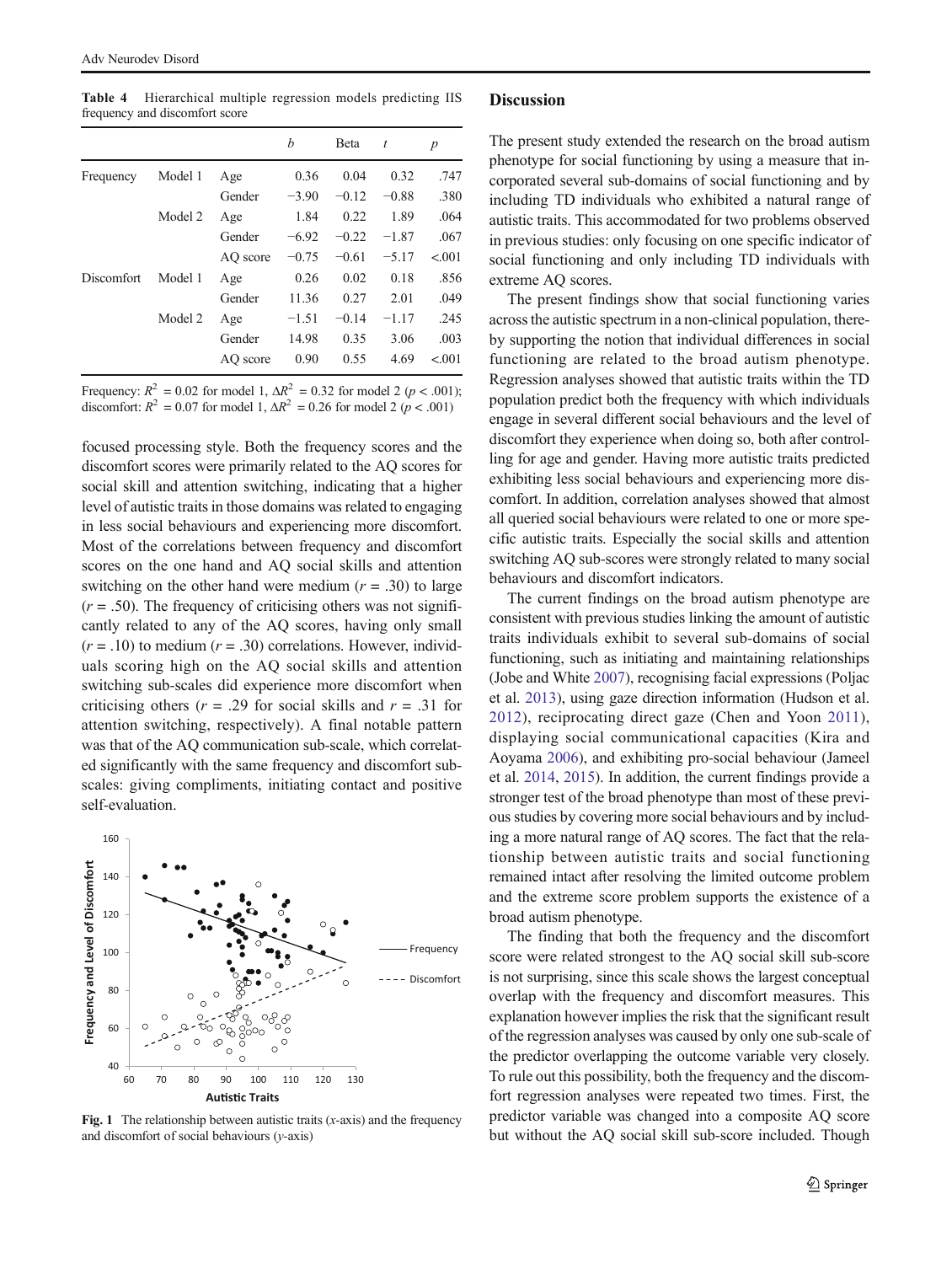**Table 4** Hierarchical multiple regression models predicting IIS frequency and discomfort score

| | | | *b* | Beta | *t* | *p* |
|---|---|---|---|---|---|---|
| Frequency | Model 1 | Age | 0.36 | 0.04 | 0.32 | .747 |
| | | Gender | −3.90 | −0.12 | −0.88 | .380 |
| | Model 2 | Age | 1.84 | 0.22 | 1.89 | .064 |
| | | Gender | −6.92 | −0.22 | −1.87 | .067 |
| | | AQ score | −0.75 | −0.61 | −5.17 | <.001 |
| Discomfort | Model 1 | Age | 0.26 | 0.02 | 0.18 | .856 |
| | | Gender | 11.36 | 0.27 | 2.01 | .049 |
| | Model 2 | Age | −1.51 | −0.14 | −1.17 | .245 |
| | | Gender | 14.98 | 0.35 | 3.06 | .003 |
| | | AQ score | 0.90 | 0.55 | 4.69 | <.001 |

Frequency: $R^2$ = 0.02 for model 1, $\Delta R^2$ = 0.32 for model 2 ($p$ < .001); discomfort: $R^2$ = 0.07 for model 1, $\Delta R^2$ = 0.26 for model 2 ($p$ < .001)

focused processing style. Both the frequency scores and the discomfort scores were primarily related to the AQ scores for social skill and attention switching, indicating that a higher level of autistic traits in those domains was related to engaging in less social behaviours and experiencing more discomfort. Most of the correlations between frequency and discomfort scores on the one hand and AQ social skills and attention switching on the other hand were medium ($r$ = .30) to large ($r$ = .50). The frequency of criticising others was not significantly related to any of the AQ scores, having only small ($r$ = .10) to medium ($r$ = .30) correlations. However, individuals scoring high on the AQ social skills and attention switching sub-scales did experience more discomfort when criticising others ($r$ = .29 for social skills and $r$ = .31 for attention switching, respectively). A final notable pattern was that of the AQ communication sub-scale, which correlated significantly with the same frequency and discomfort sub-scales: giving compliments, initiating contact and positive self-evaluation.

**Fig. 1** The relationship between autistic traits (*x*-axis) and the frequency and discomfort of social behaviours (*y*-axis)

## Discussion

The present study extended the research on the broad autism phenotype for social functioning by using a measure that incorporated several sub-domains of social functioning and by including TD individuals who exhibited a natural range of autistic traits. This accommodated for two problems observed in previous studies: only focusing on one specific indicator of social functioning and only including TD individuals with extreme AQ scores.

The present findings show that social functioning varies across the autistic spectrum in a non-clinical population, thereby supporting the notion that individual differences in social functioning are related to the broad autism phenotype. Regression analyses showed that autistic traits within the TD population predict both the frequency with which individuals engage in several different social behaviours and the level of discomfort they experience when doing so, both after controlling for age and gender. Having more autistic traits predicted exhibiting less social behaviours and experiencing more discomfort. In addition, correlation analyses showed that almost all queried social behaviours were related to one or more specific autistic traits. Especially the social skills and attention switching AQ sub-scores were strongly related to many social behaviours and discomfort indicators.

The current findings on the broad autism phenotype are consistent with previous studies linking the amount of autistic traits individuals exhibit to several sub-domains of social functioning, such as initiating and maintaining relationships (Jobe and White 2007), recognising facial expressions (Poljac et al. 2013), using gaze direction information (Hudson et al. 2012), reciprocating direct gaze (Chen and Yoon 2011), displaying social communicational capacities (Kira and Aoyama 2006), and exhibiting pro-social behaviour (Jameel et al. 2014, 2015). In addition, the current findings provide a stronger test of the broad phenotype than most of these previous studies by covering more social behaviours and by including a more natural range of AQ scores. The fact that the relationship between autistic traits and social functioning remained intact after resolving the limited outcome problem and the extreme score problem supports the existence of a broad autism phenotype.

The finding that both the frequency and the discomfort score were related strongest to the AQ social skill sub-score is not surprising, since this scale shows the largest conceptual overlap with the frequency and discomfort measures. This explanation however implies the risk that the significant result of the regression analyses was caused by only one sub-scale of the predictor variable overlapping the outcome variable very closely. To rule out this possibility, both the frequency and the discomfort regression analyses were repeated two times. First, the predictor variable was changed into a composite AQ score but without the AQ social skill sub-score included. Though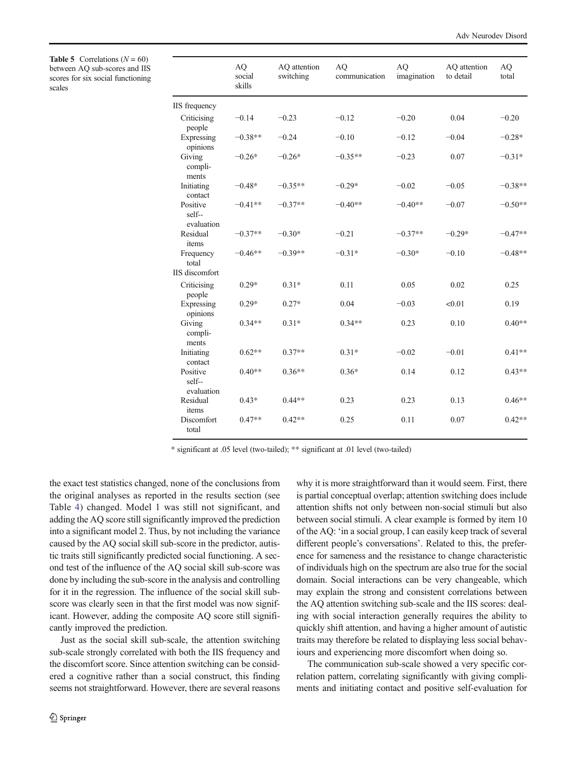**Table 5** Correlations ($N = 60$) between AQ sub-scores and IIS scores for six social functioning scales

| | AQ social skills | AQ attention switching | AQ communication | AQ imagination | AQ attention to detail | AQ total |
|---|---|---|---|---|---|---|
| IIS frequency | | | | | | |
| Criticising people | −0.14 | −0.23 | −0.12 | −0.20 | 0.04 | −0.20 |
| Expressing opinions | −0.38** | −0.24 | −0.10 | −0.12 | −0.04 | −0.28* |
| Giving compliments | −0.26* | −0.26* | −0.35** | −0.23 | 0.07 | −0.31* |
| Initiating contact | −0.48* | −0.35** | −0.29* | −0.02 | −0.05 | −0.38** |
| Positive self-evaluation | −0.41** | −0.37** | −0.40** | −0.40** | −0.07 | −0.50** |
| Residual items | −0.37** | −0.30* | −0.21 | −0.37** | −0.29* | −0.47** |
| Frequency total | −0.46** | −0.39** | −0.31* | −0.30* | −0.10 | −0.48** |
| IIS discomfort | | | | | | |
| Criticising people | 0.29* | 0.31* | 0.11 | 0.05 | 0.02 | 0.25 |
| Expressing opinions | 0.29* | 0.27* | 0.04 | −0.03 | <0.01 | 0.19 |
| Giving compliments | 0.34** | 0.31* | 0.34** | 0.23 | 0.10 | 0.40** |
| Initiating contact | 0.62** | 0.37** | 0.31* | −0.02 | −0.01 | 0.41** |
| Positive self-evaluation | 0.40** | 0.36** | 0.36* | 0.14 | 0.12 | 0.43** |
| Residual items | 0.43* | 0.44** | 0.23 | 0.23 | 0.13 | 0.46** |
| Discomfort total | 0.47** | 0.42** | 0.25 | 0.11 | 0.07 | 0.42** |

* significant at .05 level (two-tailed); ** significant at .01 level (two-tailed)

the exact test statistics changed, none of the conclusions from the original analyses as reported in the results section (see Table 4) changed. Model 1 was still not significant, and adding the AQ score still significantly improved the prediction into a significant model 2. Thus, by not including the variance caused by the AQ social skill sub-score in the predictor, autistic traits still significantly predicted social functioning. A second test of the influence of the AQ social skill sub-score was done by including the sub-score in the analysis and controlling for it in the regression. The influence of the social skill sub-score was clearly seen in that the first model was now significant. However, adding the composite AQ score still significantly improved the prediction.

Just as the social skill sub-scale, the attention switching sub-scale strongly correlated with both the IIS frequency and the discomfort score. Since attention switching can be considered a cognitive rather than a social construct, this finding seems not straightforward. However, there are several reasons why it is more straightforward than it would seem. First, there is partial conceptual overlap; attention switching does include attention shifts not only between non-social stimuli but also between social stimuli. A clear example is formed by item 10 of the AQ: 'in a social group, I can easily keep track of several different people's conversations'. Related to this, the preference for sameness and the resistance to change characteristic of individuals high on the spectrum are also true for the social domain. Social interactions can be very changeable, which may explain the strong and consistent correlations between the AQ attention switching sub-scale and the IIS scores: dealing with social interaction generally requires the ability to quickly shift attention, and having a higher amount of autistic traits may therefore be related to displaying less social behaviours and experiencing more discomfort when doing so.

The communication sub-scale showed a very specific correlation pattern, correlating significantly with giving compliments and initiating contact and positive self-evaluation for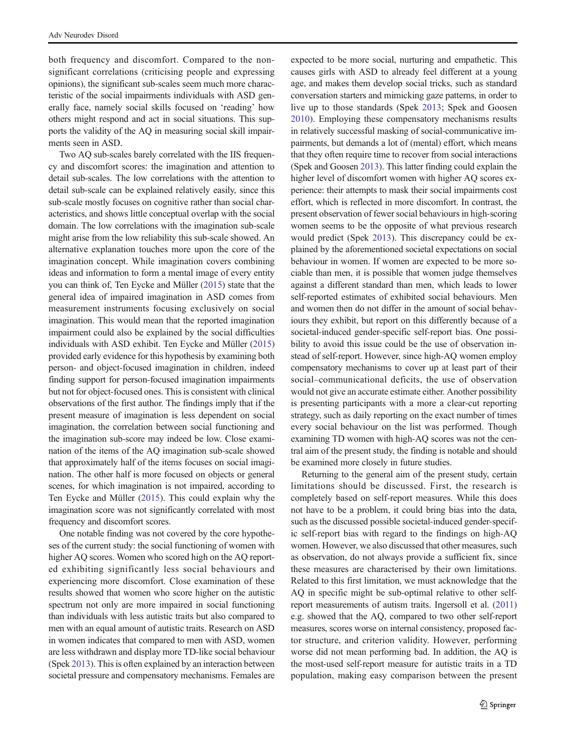both frequency and discomfort. Compared to the non-significant correlations (criticising people and expressing opinions), the significant sub-scales seem much more characteristic of the social impairments individuals with ASD generally face, namely social skills focused on 'reading' how others might respond and act in social situations. This supports the validity of the AQ in measuring social skill impairments seen in ASD.

Two AQ sub-scales barely correlated with the IIS frequency and discomfort scores: the imagination and attention to detail sub-scales. The low correlations with the attention to detail sub-scale can be explained relatively easily, since this sub-scale mostly focuses on cognitive rather than social characteristics, and shows little conceptual overlap with the social domain. The low correlations with the imagination sub-scale might arise from the low reliability this sub-scale showed. An alternative explanation touches more upon the core of the imagination concept. While imagination covers combining ideas and information to form a mental image of every entity you can think of, Ten Eycke and Müller (2015) state that the general idea of impaired imagination in ASD comes from measurement instruments focusing exclusively on social imagination. This would mean that the reported imagination impairment could also be explained by the social difficulties individuals with ASD exhibit. Ten Eycke and Müller (2015) provided early evidence for this hypothesis by examining both person- and object-focused imagination in children, indeed finding support for person-focused imagination impairments but not for object-focused ones. This is consistent with clinical observations of the first author. The findings imply that if the present measure of imagination is less dependent on social imagination, the correlation between social functioning and the imagination sub-score may indeed be low. Close examination of the items of the AQ imagination sub-scale showed that approximately half of the items focuses on social imagination. The other half is more focused on objects or general scenes, for which imagination is not impaired, according to Ten Eycke and Müller (2015). This could explain why the imagination score was not significantly correlated with most frequency and discomfort scores.

One notable finding was not covered by the core hypotheses of the current study: the social functioning of women with higher AQ scores. Women who scored high on the AQ reported exhibiting significantly less social behaviours and experiencing more discomfort. Close examination of these results showed that women who score higher on the autistic spectrum not only are more impaired in social functioning than individuals with less autistic traits but also compared to men with an equal amount of autistic traits. Research on ASD in women indicates that compared to men with ASD, women are less withdrawn and display more TD-like social behaviour (Spek 2013). This is often explained by an interaction between societal pressure and compensatory mechanisms. Females are expected to be more social, nurturing and empathetic. This causes girls with ASD to already feel different at a young age, and makes them develop social tricks, such as standard conversation starters and mimicking gaze patterns, in order to live up to those standards (Spek 2013; Spek and Goosen 2010). Employing these compensatory mechanisms results in relatively successful masking of social-communicative impairments, but demands a lot of (mental) effort, which means that they often require time to recover from social interactions (Spek and Goosen 2013). This latter finding could explain the higher level of discomfort women with higher AQ scores experience: their attempts to mask their social impairments cost effort, which is reflected in more discomfort. In contrast, the present observation of fewer social behaviours in high-scoring women seems to be the opposite of what previous research would predict (Spek 2013). This discrepancy could be explained by the aforementioned societal expectations on social behaviour in women. If women are expected to be more sociable than men, it is possible that women judge themselves against a different standard than men, which leads to lower self-reported estimates of exhibited social behaviours. Men and women then do not differ in the amount of social behaviours they exhibit, but report on this differently because of a societal-induced gender-specific self-report bias. One possibility to avoid this issue could be the use of observation instead of self-report. However, since high-AQ women employ compensatory mechanisms to cover up at least part of their social–communicational deficits, the use of observation would not give an accurate estimate either. Another possibility is presenting participants with a more a clear-cut reporting strategy, such as daily reporting on the exact number of times every social behaviour on the list was performed. Though examining TD women with high-AQ scores was not the central aim of the present study, the finding is notable and should be examined more closely in future studies.

Returning to the general aim of the present study, certain limitations should be discussed. First, the research is completely based on self-report measures. While this does not have to be a problem, it could bring bias into the data, such as the discussed possible societal-induced gender-specific self-report bias with regard to the findings on high-AQ women. However, we also discussed that other measures, such as observation, do not always provide a sufficient fix, since these measures are characterised by their own limitations. Related to this first limitation, we must acknowledge that the AQ in specific might be sub-optimal relative to other self-report measurements of autism traits. Ingersoll et al. (2011) e.g. showed that the AQ, compared to two other self-report measures, scores worse on internal consistency, proposed factor structure, and criterion validity. However, performing worse did not mean performing bad. In addition, the AQ is the most-used self-report measure for autistic traits in a TD population, making easy comparison between the present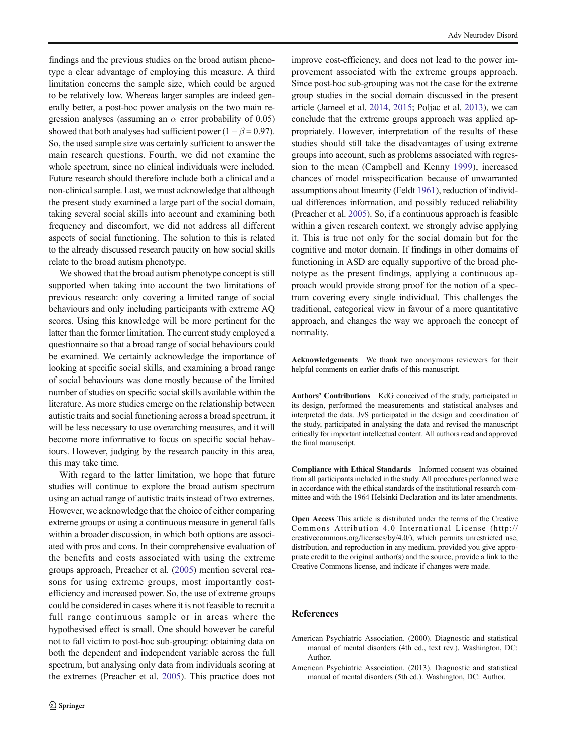findings and the previous studies on the broad autism phenotype a clear advantage of employing this measure. A third limitation concerns the sample size, which could be argued to be relatively low. Whereas larger samples are indeed generally better, a post-hoc power analysis on the two main regression analyses (assuming an $\alpha$ error probability of 0.05) showed that both analyses had sufficient power ($1 - \beta = 0.97$). So, the used sample size was certainly sufficient to answer the main research questions. Fourth, we did not examine the whole spectrum, since no clinical individuals were included. Future research should therefore include both a clinical and a non-clinical sample. Last, we must acknowledge that although the present study examined a large part of the social domain, taking several social skills into account and examining both frequency and discomfort, we did not address all different aspects of social functioning. The solution to this is related to the already discussed research paucity on how social skills relate to the broad autism phenotype.

We showed that the broad autism phenotype concept is still supported when taking into account the two limitations of previous research: only covering a limited range of social behaviours and only including participants with extreme AQ scores. Using this knowledge will be more pertinent for the latter than the former limitation. The current study employed a questionnaire so that a broad range of social behaviours could be examined. We certainly acknowledge the importance of looking at specific social skills, and examining a broad range of social behaviours was done mostly because of the limited number of studies on specific social skills available within the literature. As more studies emerge on the relationship between autistic traits and social functioning across a broad spectrum, it will be less necessary to use overarching measures, and it will become more informative to focus on specific social behaviours. However, judging by the research paucity in this area, this may take time.

With regard to the latter limitation, we hope that future studies will continue to explore the broad autism spectrum using an actual range of autistic traits instead of two extremes. However, we acknowledge that the choice of either comparing extreme groups or using a continuous measure in general falls within a broader discussion, in which both options are associated with pros and cons. In their comprehensive evaluation of the benefits and costs associated with using the extreme groups approach, Preacher et al. (2005) mention several reasons for using extreme groups, most importantly cost-efficiency and increased power. So, the use of extreme groups could be considered in cases where it is not feasible to recruit a full range continuous sample or in areas where the hypothesised effect is small. One should however be careful not to fall victim to post-hoc sub-grouping: obtaining data on both the dependent and independent variable across the full spectrum, but analysing only data from individuals scoring at the extremes (Preacher et al. 2005). This practice does not improve cost-efficiency, and does not lead to the power improvement associated with the extreme groups approach. Since post-hoc sub-grouping was not the case for the extreme group studies in the social domain discussed in the present article (Jameel et al. 2014, 2015; Poljac et al. 2013), we can conclude that the extreme groups approach was applied appropriately. However, interpretation of the results of these studies should still take the disadvantages of using extreme groups into account, such as problems associated with regression to the mean (Campbell and Kenny 1999), increased chances of model misspecification because of unwarranted assumptions about linearity (Feldt 1961), reduction of individual differences information, and possibly reduced reliability (Preacher et al. 2005). So, if a continuous approach is feasible within a given research context, we strongly advise applying it. This is true not only for the social domain but for the cognitive and motor domain. If findings in other domains of functioning in ASD are equally supportive of the broad phenotype as the present findings, applying a continuous approach would provide strong proof for the notion of a spectrum covering every single individual. This challenges the traditional, categorical view in favour of a more quantitative approach, and changes the way we approach the concept of normality.

**Acknowledgements** We thank two anonymous reviewers for their helpful comments on earlier drafts of this manuscript.

**Authors' Contributions** KdG conceived of the study, participated in its design, performed the measurements and statistical analyses and interpreted the data. JvS participated in the design and coordination of the study, participated in analysing the data and revised the manuscript critically for important intellectual content. All authors read and approved the final manuscript.

**Compliance with Ethical Standards** Informed consent was obtained from all participants included in the study. All procedures performed were in accordance with the ethical standards of the institutional research committee and with the 1964 Helsinki Declaration and its later amendments.

**Open Access** This article is distributed under the terms of the Creative Commons Attribution 4.0 International License (http://creativecommons.org/licenses/by/4.0/), which permits unrestricted use, distribution, and reproduction in any medium, provided you give appropriate credit to the original author(s) and the source, provide a link to the Creative Commons license, and indicate if changes were made.

## References

American Psychiatric Association. (2000). Diagnostic and statistical manual of mental disorders (4th ed., text rev.). Washington, DC: Author.

American Psychiatric Association. (2013). Diagnostic and statistical manual of mental disorders (5th ed.). Washington, DC: Author.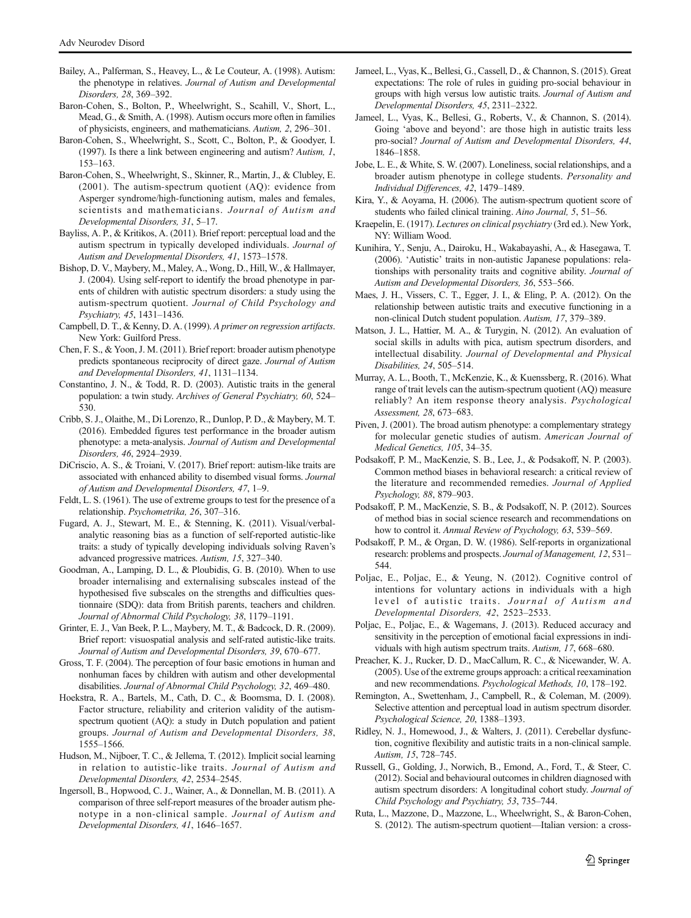Bailey, A., Palferman, S., Heavey, L., & Le Couteur, A. (1998). Autism: the phenotype in relatives. *Journal of Autism and Developmental Disorders, 28*, 369–392.

Baron-Cohen, S., Bolton, P., Wheelwright, S., Scahill, V., Short, L., Mead, G., & Smith, A. (1998). Autism occurs more often in families of physicists, engineers, and mathematicians. *Autism, 2*, 296–301.

Baron-Cohen, S., Wheelwright, S., Scott, C., Bolton, P., & Goodyer, I. (1997). Is there a link between engineering and autism? *Autism, 1*, 153–163.

Baron-Cohen, S., Wheelwright, S., Skinner, R., Martin, J., & Clubley, E. (2001). The autism-spectrum quotient (AQ): evidence from Asperger syndrome/high-functioning autism, males and females, scientists and mathematicians. *Journal of Autism and Developmental Disorders, 31*, 5–17.

Bayliss, A. P., & Kritikos, A. (2011). Brief report: perceptual load and the autism spectrum in typically developed individuals. *Journal of Autism and Developmental Disorders, 41*, 1573–1578.

Bishop, D. V., Maybery, M., Maley, A., Wong, D., Hill, W., & Hallmayer, J. (2004). Using self-report to identify the broad phenotype in parents of children with autistic spectrum disorders: a study using the autism-spectrum quotient. *Journal of Child Psychology and Psychiatry, 45*, 1431–1436.

Campbell, D. T., & Kenny, D. A. (1999). *A primer on regression artifacts*. New York: Guilford Press.

Chen, F. S., & Yoon, J. M. (2011). Brief report: broader autism phenotype predicts spontaneous reciprocity of direct gaze. *Journal of Autism and Developmental Disorders, 41*, 1131–1134.

Constantino, J. N., & Todd, R. D. (2003). Autistic traits in the general population: a twin study. *Archives of General Psychiatry, 60*, 524–530.

Cribb, S. J., Olaithe, M., Di Lorenzo, R., Dunlop, P. D., & Maybery, M. T. (2016). Embedded figures test performance in the broader autism phenotype: a meta-analysis. *Journal of Autism and Developmental Disorders, 46*, 2924–2939.

DiCriscio, A. S., & Troiani, V. (2017). Brief report: autism-like traits are associated with enhanced ability to disembed visual forms. *Journal of Autism and Developmental Disorders, 47*, 1–9.

Feldt, L. S. (1961). The use of extreme groups to test for the presence of a relationship. *Psychometrika, 26*, 307–316.

Fugard, A. J., Stewart, M. E., & Stenning, K. (2011). Visual/verbal-analytic reasoning bias as a function of self-reported autistic-like traits: a study of typically developing individuals solving Raven's advanced progressive matrices. *Autism, 15*, 327–340.

Goodman, A., Lamping, D. L., & Ploubidis, G. B. (2010). When to use broader internalising and externalising subscales instead of the hypothesised five subscales on the strengths and difficulties questionnaire (SDQ): data from British parents, teachers and children. *Journal of Abnormal Child Psychology, 38*, 1179–1191.

Grinter, E. J., Van Beek, P. L., Maybery, M. T., & Badcock, D. R. (2009). Brief report: visuospatial analysis and self-rated autistic-like traits. *Journal of Autism and Developmental Disorders, 39*, 670–677.

Gross, T. F. (2004). The perception of four basic emotions in human and nonhuman faces by children with autism and other developmental disabilities. *Journal of Abnormal Child Psychology, 32*, 469–480.

Hoekstra, R. A., Bartels, M., Cath, D. C., & Boomsma, D. I. (2008). Factor structure, reliability and criterion validity of the autism-spectrum quotient (AQ): a study in Dutch population and patient groups. *Journal of Autism and Developmental Disorders, 38*, 1555–1566.

Hudson, M., Nijboer, T. C., & Jellema, T. (2012). Implicit social learning in relation to autistic-like traits. *Journal of Autism and Developmental Disorders, 42*, 2534–2545.

Ingersoll, B., Hopwood, C. J., Wainer, A., & Donnellan, M. B. (2011). A comparison of three self-report measures of the broader autism phenotype in a non-clinical sample. *Journal of Autism and Developmental Disorders, 41*, 1646–1657.

Jameel, L., Vyas, K., Bellesi, G., Cassell, D., & Channon, S. (2015). Great expectations: The role of rules in guiding pro-social behaviour in groups with high versus low autistic traits. *Journal of Autism and Developmental Disorders, 45*, 2311–2322.

Jameel, L., Vyas, K., Bellesi, G., Roberts, V., & Channon, S. (2014). Going 'above and beyond': are those high in autistic traits less pro-social? *Journal of Autism and Developmental Disorders, 44*, 1846–1858.

Jobe, L. E., & White, S. W. (2007). Loneliness, social relationships, and a broader autism phenotype in college students. *Personality and Individual Differences, 42*, 1479–1489.

Kira, Y., & Aoyama, H. (2006). The autism-spectrum quotient score of students who failed clinical training. *Aino Journal, 5*, 51–56.

Kraepelin, E. (1917). *Lectures on clinical psychiatry* (3rd ed.). New York, NY: William Wood.

Kunihira, Y., Senju, A., Dairoku, H., Wakabayashi, A., & Hasegawa, T. (2006). 'Autistic' traits in non-autistic Japanese populations: relationships with personality traits and cognitive ability. *Journal of Autism and Developmental Disorders, 36*, 553–566.

Maes, J. H., Vissers, C. T., Egger, J. I., & Eling, P. A. (2012). On the relationship between autistic traits and executive functioning in a non-clinical Dutch student population. *Autism, 17*, 379–389.

Matson, J. L., Hattier, M. A., & Turygin, N. (2012). An evaluation of social skills in adults with pica, autism spectrum disorders, and intellectual disability. *Journal of Developmental and Physical Disabilities, 24*, 505–514.

Murray, A. L., Booth, T., McKenzie, K., & Kuenssberg, R. (2016). What range of trait levels can the autism-spectrum quotient (AQ) measure reliably? An item response theory analysis. *Psychological Assessment, 28*, 673–683.

Piven, J. (2001). The broad autism phenotype: a complementary strategy for molecular genetic studies of autism. *American Journal of Medical Genetics, 105*, 34–35.

Podsakoff, P. M., MacKenzie, S. B., Lee, J., & Podsakoff, N. P. (2003). Common method biases in behavioral research: a critical review of the literature and recommended remedies. *Journal of Applied Psychology, 88*, 879–903.

Podsakoff, P. M., MacKenzie, S. B., & Podsakoff, N. P. (2012). Sources of method bias in social science research and recommendations on how to control it. *Annual Review of Psychology, 63*, 539–569.

Podsakoff, P. M., & Organ, D. W. (1986). Self-reports in organizational research: problems and prospects. *Journal of Management, 12*, 531–544.

Poljac, E., Poljac, E., & Yeung, N. (2012). Cognitive control of intentions for voluntary actions in individuals with a high level of autistic traits. *Journal of Autism and Developmental Disorders, 42*, 2523–2533.

Poljac, E., Poljac, E., & Wagemans, J. (2013). Reduced accuracy and sensitivity in the perception of emotional facial expressions in individuals with high autism spectrum traits. *Autism, 17*, 668–680.

Preacher, K. J., Rucker, D. D., MacCallum, R. C., & Nicewander, W. A. (2005). Use of the extreme groups approach: a critical reexamination and new recommendations. *Psychological Methods, 10*, 178–192.

Remington, A., Swettenham, J., Campbell, R., & Coleman, M. (2009). Selective attention and perceptual load in autism spectrum disorder. *Psychological Science, 20*, 1388–1393.

Ridley, N. J., Homewood, J., & Walters, J. (2011). Cerebellar dysfunction, cognitive flexibility and autistic traits in a non-clinical sample. *Autism, 15*, 728–745.

Russell, G., Golding, J., Norwich, B., Emond, A., Ford, T., & Steer, C. (2012). Social and behavioural outcomes in children diagnosed with autism spectrum disorders: A longitudinal cohort study. *Journal of Child Psychology and Psychiatry, 53*, 735–744.

Ruta, L., Mazzone, D., Mazzone, L., Wheelwright, S., & Baron-Cohen, S. (2012). The autism-spectrum quotient—Italian version: a cross-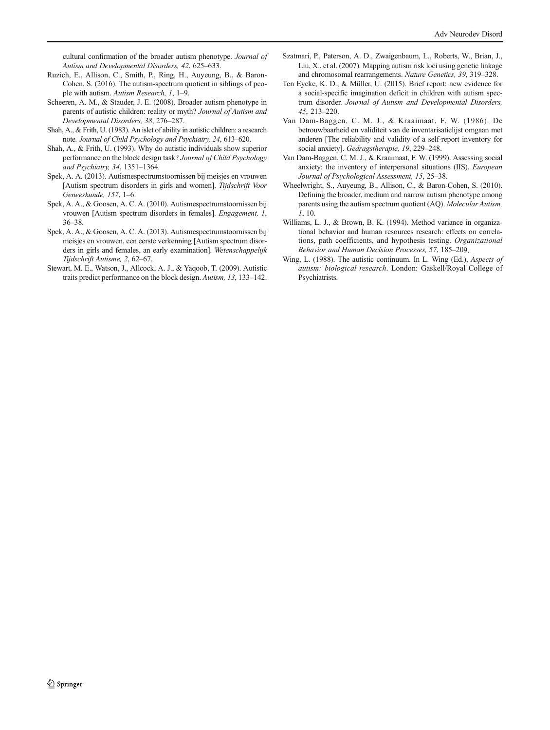cultural confirmation of the broader autism phenotype. *Journal of Autism and Developmental Disorders, 42*, 625–633.

Ruzich, E., Allison, C., Smith, P., Ring, H., Auyeung, B., & Baron-Cohen, S. (2016). The autism-spectrum quotient in siblings of people with autism. *Autism Research, 1*, 1–9.

Scheeren, A. M., & Stauder, J. E. (2008). Broader autism phenotype in parents of autistic children: reality or myth? *Journal of Autism and Developmental Disorders, 38*, 276–287.

Shah, A., & Frith, U. (1983). An islet of ability in autistic children: a research note. *Journal of Child Psychology and Psychiatry, 24*, 613–620.

Shah, A., & Frith, U. (1993). Why do autistic individuals show superior performance on the block design task? *Journal of Child Psychology and Psychiatry, 34*, 1351–1364.

Spek, A. A. (2013). Autismespectrumstoornissen bij meisjes en vrouwen [Autism spectrum disorders in girls and women]. *Tijdschrift Voor Geneeskunde, 157*, 1–6.

Spek, A. A., & Goosen, A. C. A. (2010). Autismespectrumstoornissen bij vrouwen [Autism spectrum disorders in females]. *Engagement, 1*, 36–38.

Spek, A. A., & Goosen, A. C. A. (2013). Autismespectrumstoornissen bij meisjes en vrouwen, een eerste verkenning [Autism spectrum disorders in girls and females, an early examination]. *Wetenschappelijk Tijdschrift Autisme, 2*, 62–67.

Stewart, M. E., Watson, J., Allcock, A. J., & Yaqoob, T. (2009). Autistic traits predict performance on the block design. *Autism, 13*, 133–142.

Szatmari, P., Paterson, A. D., Zwaigenbaum, L., Roberts, W., Brian, J., Liu, X., et al. (2007). Mapping autism risk loci using genetic linkage and chromosomal rearrangements. *Nature Genetics, 39*, 319–328.

Ten Eycke, K. D., & Müller, U. (2015). Brief report: new evidence for a social-specific imagination deficit in children with autism spectrum disorder. *Journal of Autism and Developmental Disorders, 45*, 213–220.

Van Dam-Baggen, C. M. J., & Kraaimaat, F. W. (1986). De betrouwbaarheid en validiteit van de inventarisatielijst omgaan met anderen [The reliability and validity of a self-report inventory for social anxiety]. *Gedragstherapie, 19*, 229–248.

Van Dam-Baggen, C. M. J., & Kraaimaat, F. W. (1999). Assessing social anxiety: the inventory of interpersonal situations (IIS). *European Journal of Psychological Assessment, 15*, 25–38.

Wheelwright, S., Auyeung, B., Allison, C., & Baron-Cohen, S. (2010). Defining the broader, medium and narrow autism phenotype among parents using the autism spectrum quotient (AQ). *Molecular Autism, 1*, 10.

Williams, L. J., & Brown, B. K. (1994). Method variance in organizational behavior and human resources research: effects on correlations, path coefficients, and hypothesis testing. *Organizational Behavior and Human Decision Processes, 57*, 185–209.

Wing, L. (1988). The autistic continuum. In L. Wing (Ed.), *Aspects of autism: biological research*. London: Gaskell/Royal College of Psychiatrists.